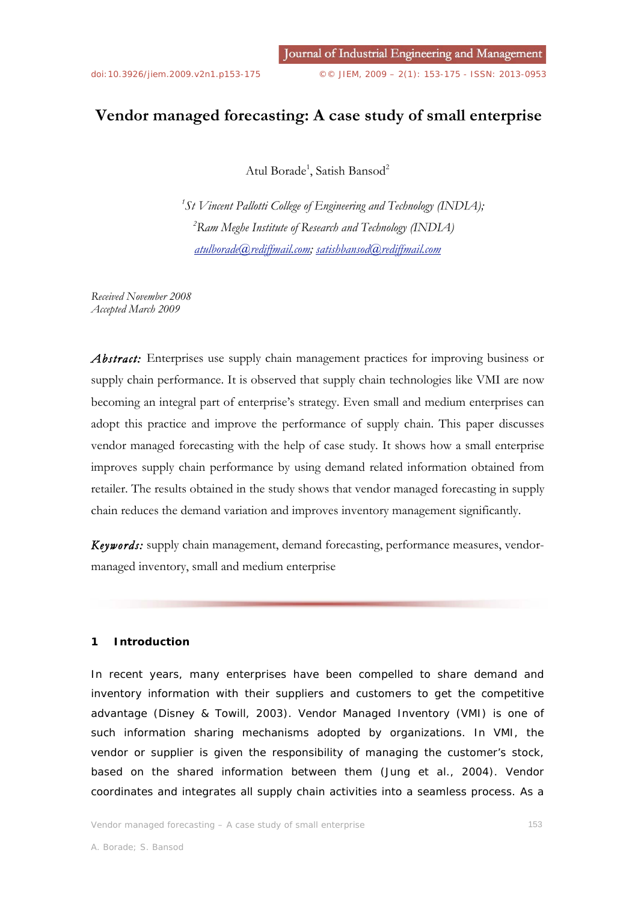# Vendor managed forecasting: A case study of small enterprise

Atul Borade[1], Satish Bansod[2]

[1]*St Vincent Pallotti College of Engineering and Technology (INDIA);*
[2]*Ram Meghe Institute of Research and Technology (INDIA)*
*atulborade@rediffmail.com; satishbansod@rediffmail.com*

*Received November 2008*
*Accepted March 2009*

***Abstract:*** Enterprises use supply chain management practices for improving business or supply chain performance. It is observed that supply chain technologies like VMI are now becoming an integral part of enterprise's strategy. Even small and medium enterprises can adopt this practice and improve the performance of supply chain. This paper discusses vendor managed forecasting with the help of case study. It shows how a small enterprise improves supply chain performance by using demand related information obtained from retailer. The results obtained in the study shows that vendor managed forecasting in supply chain reduces the demand variation and improves inventory management significantly.

***Keywords:*** supply chain management, demand forecasting, performance measures, vendor-managed inventory, small and medium enterprise

## 1 Introduction

In recent years, many enterprises have been compelled to share demand and inventory information with their suppliers and customers to get the competitive advantage (Disney & Towill, 2003). Vendor Managed Inventory (VMI) is one of such information sharing mechanisms adopted by organizations. In VMI, the vendor or supplier is given the responsibility of managing the customer's stock, based on the shared information between them (Jung et al., 2004). Vendor coordinates and integrates all supply chain activities into a seamless process. As a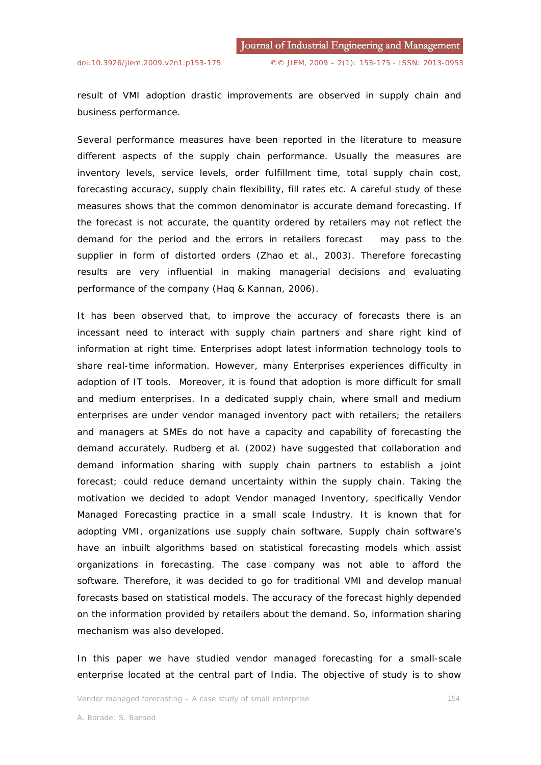result of VMI adoption drastic improvements are observed in supply chain and business performance.

Several performance measures have been reported in the literature to measure different aspects of the supply chain performance. Usually the measures are inventory levels, service levels, order fulfillment time, total supply chain cost, forecasting accuracy, supply chain flexibility, fill rates etc. A careful study of these measures shows that the common denominator is accurate demand forecasting. If the forecast is not accurate, the quantity ordered by retailers may not reflect the demand for the period and the errors in retailers forecast may pass to the supplier in form of distorted orders (Zhao et al., 2003). Therefore forecasting results are very influential in making managerial decisions and evaluating performance of the company (Haq & Kannan, 2006).

It has been observed that, to improve the accuracy of forecasts there is an incessant need to interact with supply chain partners and share right kind of information at right time. Enterprises adopt latest information technology tools to share real-time information. However, many Enterprises experiences difficulty in adoption of IT tools. Moreover, it is found that adoption is more difficult for small and medium enterprises. In a dedicated supply chain, where small and medium enterprises are under vendor managed inventory pact with retailers; the retailers and managers at SMEs do not have a capacity and capability of forecasting the demand accurately. Rudberg et al. (2002) have suggested that collaboration and demand information sharing with supply chain partners to establish a joint forecast; could reduce demand uncertainty within the supply chain. Taking the motivation we decided to adopt Vendor managed Inventory, specifically Vendor Managed Forecasting practice in a small scale Industry. It is known that for adopting VMI, organizations use supply chain software. Supply chain software's have an inbuilt algorithms based on statistical forecasting models which assist organizations in forecasting. The case company was not able to afford the software. Therefore, it was decided to go for traditional VMI and develop manual forecasts based on statistical models. The accuracy of the forecast highly depended on the information provided by retailers about the demand. So, information sharing mechanism was also developed.

In this paper we have studied vendor managed forecasting for a small-scale enterprise located at the central part of India. The objective of study is to show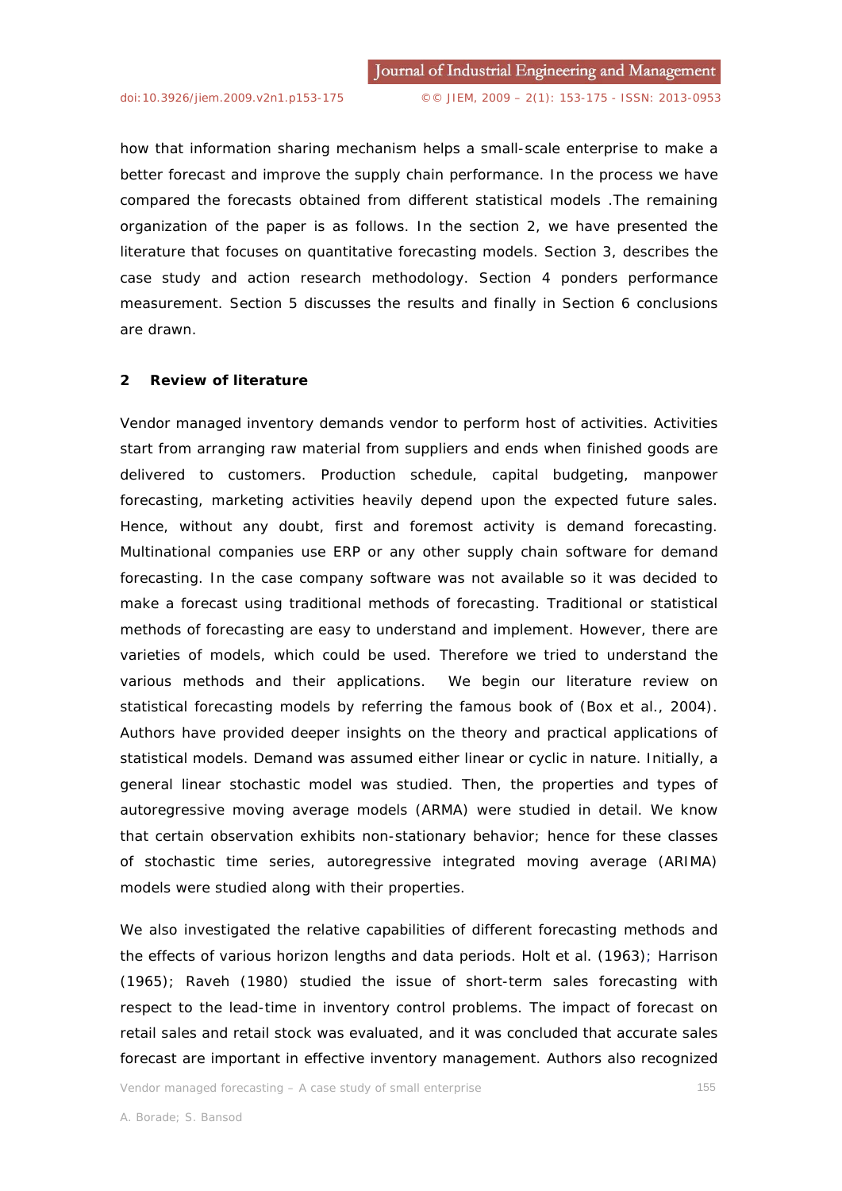how that information sharing mechanism helps a small-scale enterprise to make a better forecast and improve the supply chain performance. In the process we have compared the forecasts obtained from different statistical models .The remaining organization of the paper is as follows. In the section 2, we have presented the literature that focuses on quantitative forecasting models. Section 3, describes the case study and action research methodology. Section 4 ponders performance measurement. Section 5 discusses the results and finally in Section 6 conclusions are drawn.

## 2 Review of literature

Vendor managed inventory demands vendor to perform host of activities. Activities start from arranging raw material from suppliers and ends when finished goods are delivered to customers. Production schedule, capital budgeting, manpower forecasting, marketing activities heavily depend upon the expected future sales. Hence, without any doubt, first and foremost activity is demand forecasting. Multinational companies use ERP or any other supply chain software for demand forecasting. In the case company software was not available so it was decided to make a forecast using traditional methods of forecasting. Traditional or statistical methods of forecasting are easy to understand and implement. However, there are varieties of models, which could be used. Therefore we tried to understand the various methods and their applications. We begin our literature review on statistical forecasting models by referring the famous book of (Box et al., 2004). Authors have provided deeper insights on the theory and practical applications of statistical models. Demand was assumed either linear or cyclic in nature. Initially, a general linear stochastic model was studied. Then, the properties and types of autoregressive moving average models (ARMA) were studied in detail. We know that certain observation exhibits non-stationary behavior; hence for these classes of stochastic time series, autoregressive integrated moving average (ARIMA) models were studied along with their properties.

We also investigated the relative capabilities of different forecasting methods and the effects of various horizon lengths and data periods. Holt et al. (1963); Harrison (1965); Raveh (1980) studied the issue of short-term sales forecasting with respect to the lead-time in inventory control problems. The impact of forecast on retail sales and retail stock was evaluated, and it was concluded that accurate sales forecast are important in effective inventory management. Authors also recognized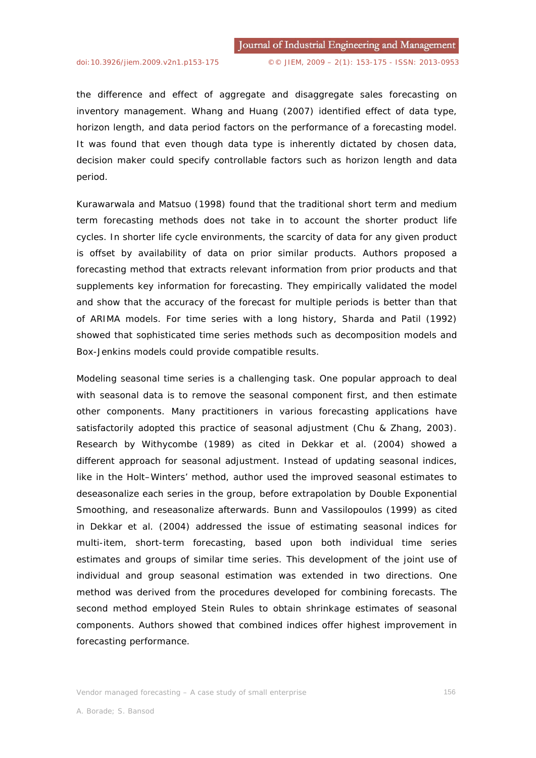the difference and effect of aggregate and disaggregate sales forecasting on inventory management. Whang and Huang (2007) identified effect of data type, horizon length, and data period factors on the performance of a forecasting model. It was found that even though data type is inherently dictated by chosen data, decision maker could specify controllable factors such as horizon length and data period.

Kurawarwala and Matsuo (1998) found that the traditional short term and medium term forecasting methods does not take in to account the shorter product life cycles. In shorter life cycle environments, the scarcity of data for any given product is offset by availability of data on prior similar products. Authors proposed a forecasting method that extracts relevant information from prior products and that supplements key information for forecasting. They empirically validated the model and show that the accuracy of the forecast for multiple periods is better than that of ARIMA models. For time series with a long history, Sharda and Patil (1992) showed that sophisticated time series methods such as decomposition models and Box-Jenkins models could provide compatible results.

Modeling seasonal time series is a challenging task. One popular approach to deal with seasonal data is to remove the seasonal component first, and then estimate other components. Many practitioners in various forecasting applications have satisfactorily adopted this practice of seasonal adjustment (Chu & Zhang, 2003). Research by Withycombe (1989) as cited in Dekkar et al. (2004) showed a different approach for seasonal adjustment. Instead of updating seasonal indices, like in the Holt–Winters' method, author used the improved seasonal estimates to deseasonalize each series in the group, before extrapolation by Double Exponential Smoothing, and reseasonalize afterwards. Bunn and Vassilopoulos (1999) as cited in Dekkar et al. (2004) addressed the issue of estimating seasonal indices for multi-item, short-term forecasting, based upon both individual time series estimates and groups of similar time series. This development of the joint use of individual and group seasonal estimation was extended in two directions. One method was derived from the procedures developed for combining forecasts. The second method employed Stein Rules to obtain shrinkage estimates of seasonal components. Authors showed that combined indices offer highest improvement in forecasting performance.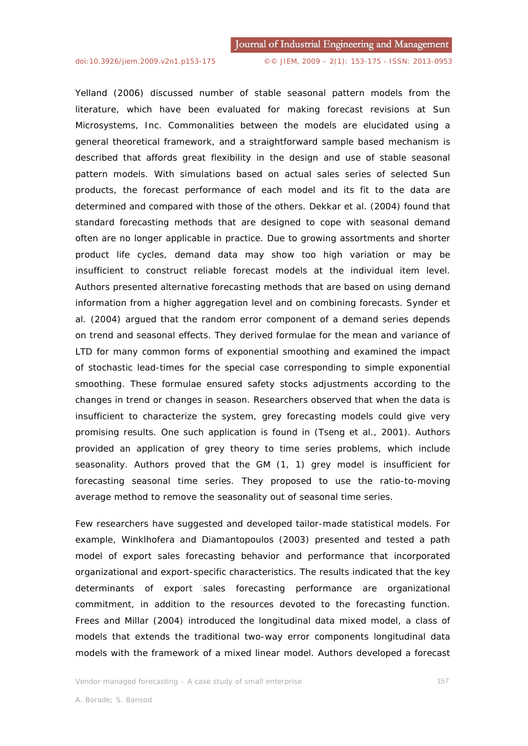Yelland (2006) discussed number of stable seasonal pattern models from the literature, which have been evaluated for making forecast revisions at Sun Microsystems, Inc. Commonalities between the models are elucidated using a general theoretical framework, and a straightforward sample based mechanism is described that affords great flexibility in the design and use of stable seasonal pattern models. With simulations based on actual sales series of selected Sun products, the forecast performance of each model and its fit to the data are determined and compared with those of the others. Dekkar et al. (2004) found that standard forecasting methods that are designed to cope with seasonal demand often are no longer applicable in practice. Due to growing assortments and shorter product life cycles, demand data may show too high variation or may be insufficient to construct reliable forecast models at the individual item level. Authors presented alternative forecasting methods that are based on using demand information from a higher aggregation level and on combining forecasts. Synder et al. (2004) argued that the random error component of a demand series depends on trend and seasonal effects. They derived formulae for the mean and variance of LTD for many common forms of exponential smoothing and examined the impact of stochastic lead-times for the special case corresponding to simple exponential smoothing. These formulae ensured safety stocks adjustments according to the changes in trend or changes in season. Researchers observed that when the data is insufficient to characterize the system, grey forecasting models could give very promising results. One such application is found in (Tseng et al., 2001). Authors provided an application of grey theory to time series problems, which include seasonality. Authors proved that the GM (1, 1) grey model is insufficient for forecasting seasonal time series. They proposed to use the ratio-to-moving average method to remove the seasonality out of seasonal time series.

Few researchers have suggested and developed tailor-made statistical models. For example, Winklhofera and Diamantopoulos (2003) presented and tested a path model of export sales forecasting behavior and performance that incorporated organizational and export-specific characteristics. The results indicated that the key determinants of export sales forecasting performance are organizational commitment, in addition to the resources devoted to the forecasting function. Frees and Millar (2004) introduced the longitudinal data mixed model, a class of models that extends the traditional two-way error components longitudinal data models with the framework of a mixed linear model. Authors developed a forecast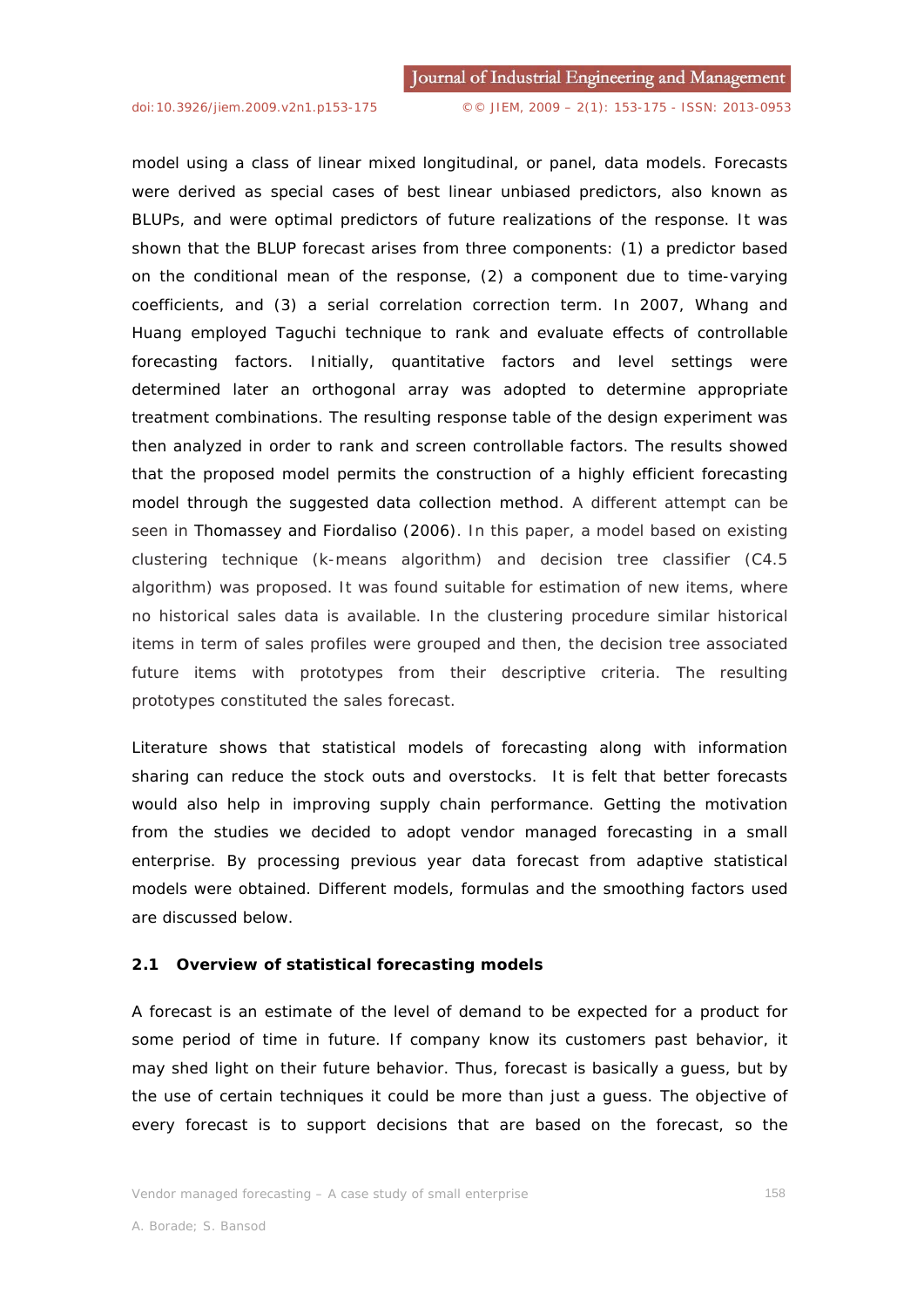model using a class of linear mixed longitudinal, or panel, data models. Forecasts were derived as special cases of best linear unbiased predictors, also known as BLUPs, and were optimal predictors of future realizations of the response. It was shown that the BLUP forecast arises from three components: (1) a predictor based on the conditional mean of the response, (2) a component due to time-varying coefficients, and (3) a serial correlation correction term. In 2007, Whang and Huang employed Taguchi technique to rank and evaluate effects of controllable forecasting factors. Initially, quantitative factors and level settings were determined later an orthogonal array was adopted to determine appropriate treatment combinations. The resulting response table of the design experiment was then analyzed in order to rank and screen controllable factors. The results showed that the proposed model permits the construction of a highly efficient forecasting model through the suggested data collection method. A different attempt can be seen in Thomassey and Fiordaliso (2006). In this paper, a model based on existing clustering technique (k-means algorithm) and decision tree classifier (C4.5 algorithm) was proposed. It was found suitable for estimation of new items, where no historical sales data is available. In the clustering procedure similar historical items in term of sales profiles were grouped and then, the decision tree associated future items with prototypes from their descriptive criteria. The resulting prototypes constituted the sales forecast.

Literature shows that statistical models of forecasting along with information sharing can reduce the stock outs and overstocks. It is felt that better forecasts would also help in improving supply chain performance. Getting the motivation from the studies we decided to adopt vendor managed forecasting in a small enterprise. By processing previous year data forecast from adaptive statistical models were obtained. Different models, formulas and the smoothing factors used are discussed below.

### 2.1 Overview of statistical forecasting models

A forecast is an estimate of the level of demand to be expected for a product for some period of time in future. If company know its customers past behavior, it may shed light on their future behavior. Thus, forecast is basically a guess, but by the use of certain techniques it could be more than just a guess. The objective of every forecast is to support decisions that are based on the forecast, so the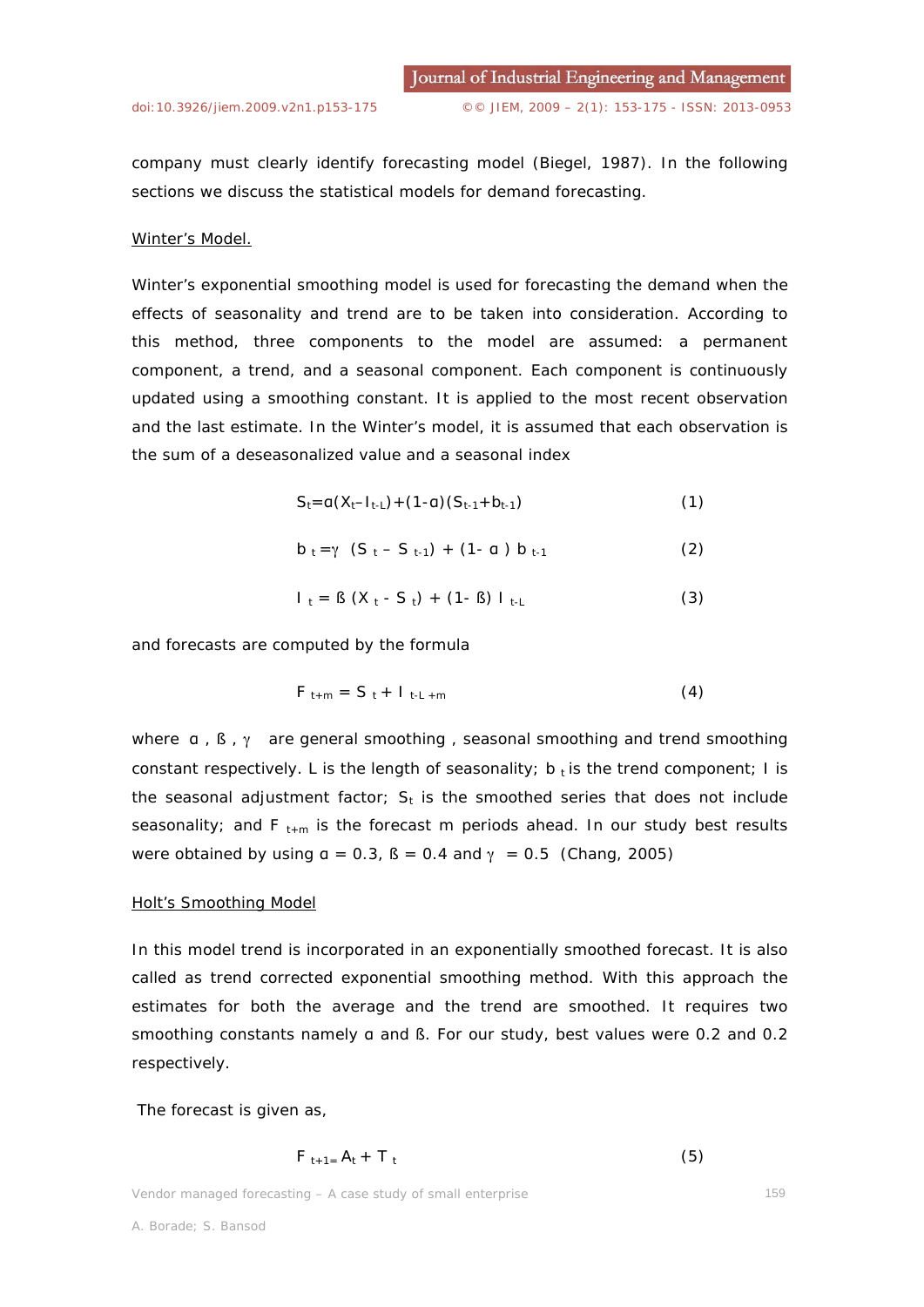company must clearly identify forecasting model (Biegel, 1987). In the following sections we discuss the statistical models for demand forecasting.

Winter's Model.

Winter's exponential smoothing model is used for forecasting the demand when the effects of seasonality and trend are to be taken into consideration. According to this method, three components to the model are assumed: a permanent component, a trend, and a seasonal component. Each component is continuously updated using a smoothing constant. It is applied to the most recent observation and the last estimate. In the Winter's model, it is assumed that each observation is the sum of a deseasonalized value and a seasonal index

$$S_t = \alpha(X_t - I_{t-L}) + (1-\alpha)(S_{t-1} + b_{t-1}) \qquad (1)$$

$$b_t = \gamma\ (S_t - S_{t-1}) + (1-\alpha)\ b_{t-1} \qquad (2)$$

$$I_t = \beta\ (X_t - S_t) + (1-\beta)\ I_{t-L} \qquad (3)$$

and forecasts are computed by the formula

$$F_{t+m} = S_t + I_{t-L+m} \qquad (4)$$

where $\alpha$, $\beta$, $\gamma$ are general smoothing, seasonal smoothing and trend smoothing constant respectively. L is the length of seasonality; $b_t$ is the trend component; I is the seasonal adjustment factor; $S_t$ is the smoothed series that does not include seasonality; and $F_{t+m}$ is the forecast m periods ahead. In our study best results were obtained by using $\alpha = 0.3$, $\beta = 0.4$ and $\gamma = 0.5$ (Chang, 2005)

Holt's Smoothing Model

In this model trend is incorporated in an exponentially smoothed forecast. It is also called as trend corrected exponential smoothing method. With this approach the estimates for both the average and the trend are smoothed. It requires two smoothing constants namely $\alpha$ and $\beta$. For our study, best values were 0.2 and 0.2 respectively.

The forecast is given as,

$$F_{t+1} = A_t + T_t \qquad (5)$$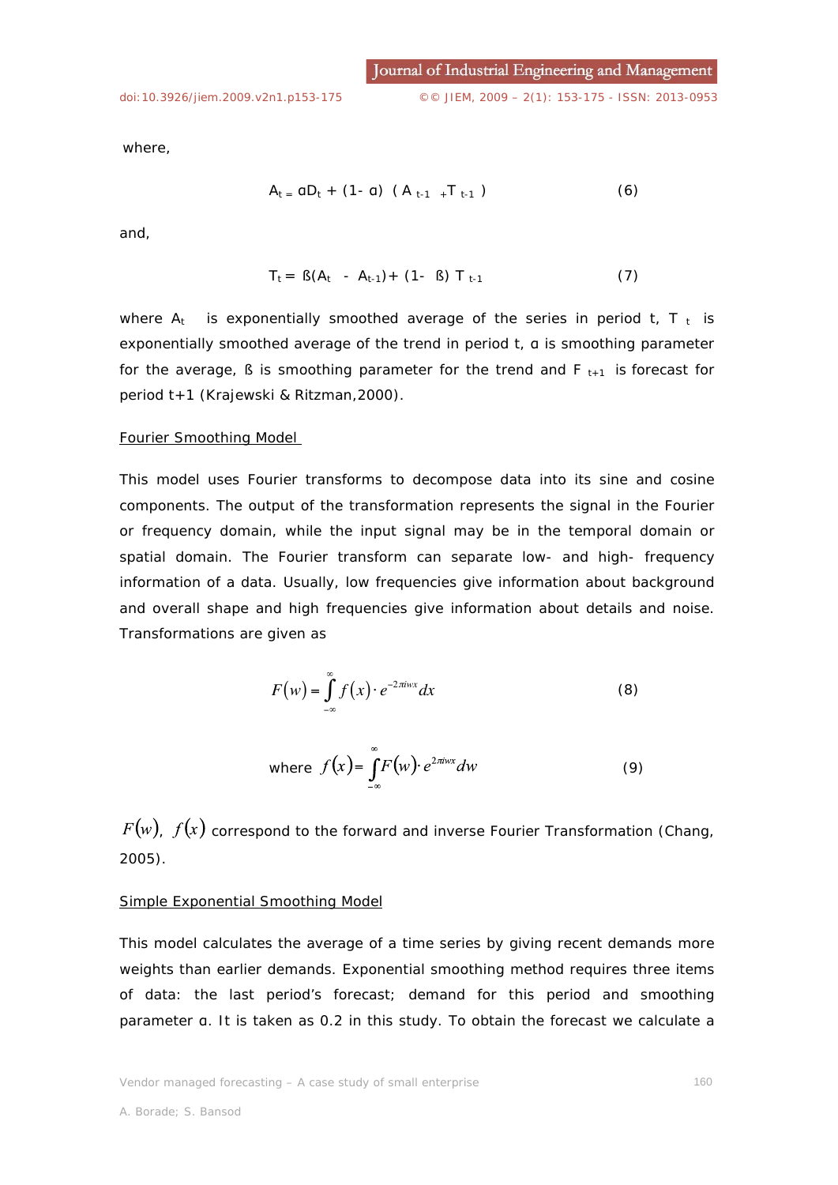where,

$$A_t = \alpha D_t + (1-\alpha)\ (A_{t-1} + T_{t-1}) \tag{6}$$

and,

$$T_t = \beta(A_t - A_{t-1}) + (1-\beta)\ T_{t-1} \tag{7}$$

where $A_t$ is exponentially smoothed average of the series in period t, $T_t$ is exponentially smoothed average of the trend in period t, α is smoothing parameter for the average, ß is smoothing parameter for the trend and $F_{t+1}$ is forecast for period t+1 (Krajewski & Ritzman,2000).

Fourier Smoothing Model

This model uses Fourier transforms to decompose data into its sine and cosine components. The output of the transformation represents the signal in the Fourier or frequency domain, while the input signal may be in the temporal domain or spatial domain. The Fourier transform can separate low- and high- frequency information of a data. Usually, low frequencies give information about background and overall shape and high frequencies give information about details and noise. Transformations are given as

$$F(w) = \int_{-\infty}^{\infty} f(x) \cdot e^{-2\pi iwx} dx \tag{8}$$

$$\text{where } f(x) = \int_{-\infty}^{\infty} F(w) \cdot e^{2\pi iwx} dw \tag{9}$$

$F(w)$, $f(x)$ correspond to the forward and inverse Fourier Transformation (Chang, 2005).

Simple Exponential Smoothing Model

This model calculates the average of a time series by giving recent demands more weights than earlier demands. Exponential smoothing method requires three items of data: the last period's forecast; demand for this period and smoothing parameter α. It is taken as 0.2 in this study. To obtain the forecast we calculate a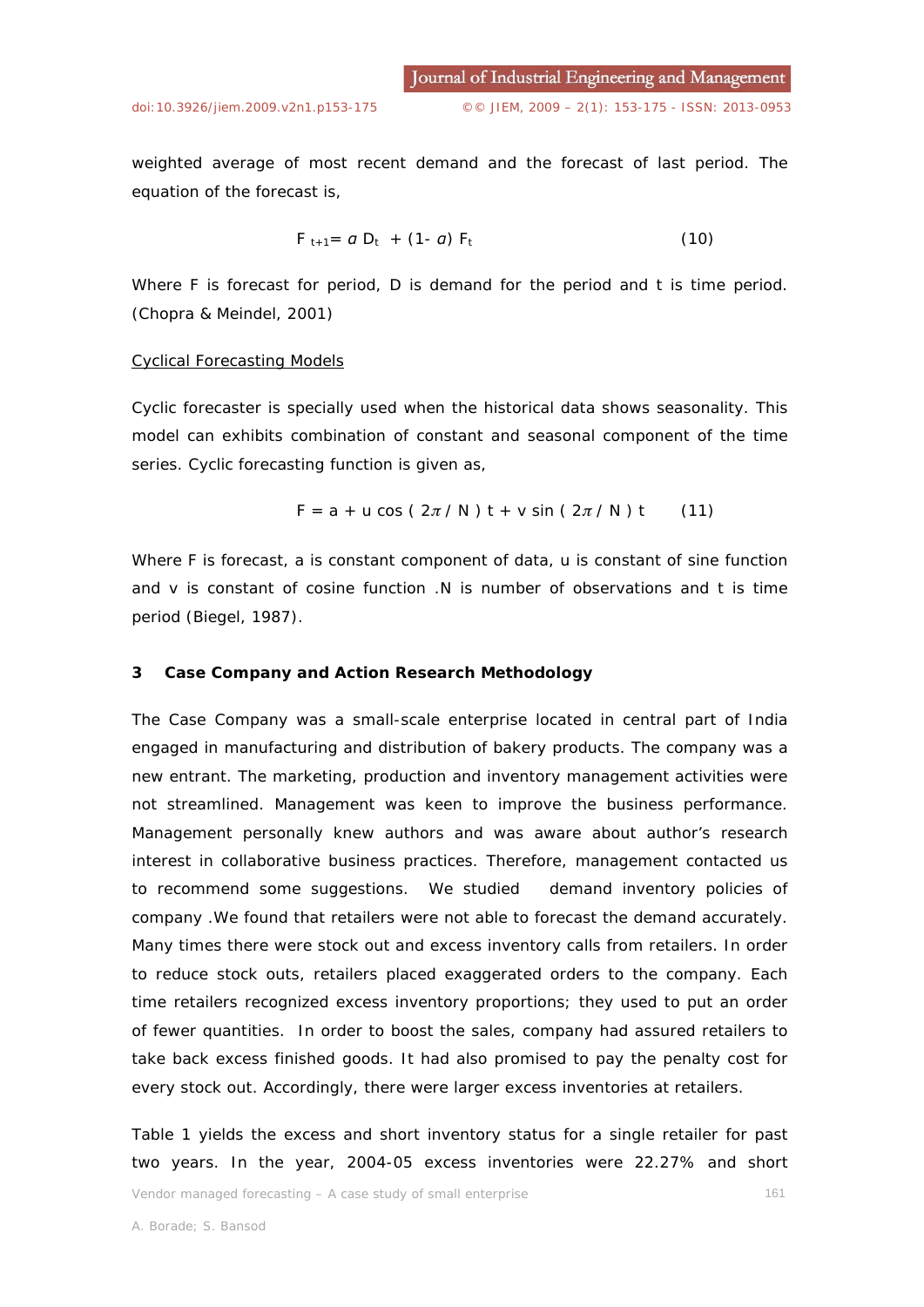weighted average of most recent demand and the forecast of last period. The equation of the forecast is,

$$F_{t+1} = \alpha D_t + (1-\alpha) F_t \qquad (10)$$

Where F is forecast for period, D is demand for the period and t is time period. (Chopra & Meindel, 2001)

Cyclical Forecasting Models

Cyclic forecaster is specially used when the historical data shows seasonality. This model can exhibits combination of constant and seasonal component of the time series. Cyclic forecasting function is given as,

$$F = a + u \cos(2\pi / N)\, t + v \sin(2\pi / N)\, t \qquad (11)$$

Where F is forecast, a is constant component of data, u is constant of sine function and v is constant of cosine function .N is number of observations and t is time period (Biegel, 1987).

### 3 Case Company and Action Research Methodology

The Case Company was a small-scale enterprise located in central part of India engaged in manufacturing and distribution of bakery products. The company was a new entrant. The marketing, production and inventory management activities were not streamlined. Management was keen to improve the business performance. Management personally knew authors and was aware about author's research interest in collaborative business practices. Therefore, management contacted us to recommend some suggestions. We studied demand inventory policies of company .We found that retailers were not able to forecast the demand accurately. Many times there were stock out and excess inventory calls from retailers. In order to reduce stock outs, retailers placed exaggerated orders to the company. Each time retailers recognized excess inventory proportions; they used to put an order of fewer quantities. In order to boost the sales, company had assured retailers to take back excess finished goods. It had also promised to pay the penalty cost for every stock out. Accordingly, there were larger excess inventories at retailers.

Table 1 yields the excess and short inventory status for a single retailer for past two years. In the year, 2004-05 excess inventories were 22.27% and short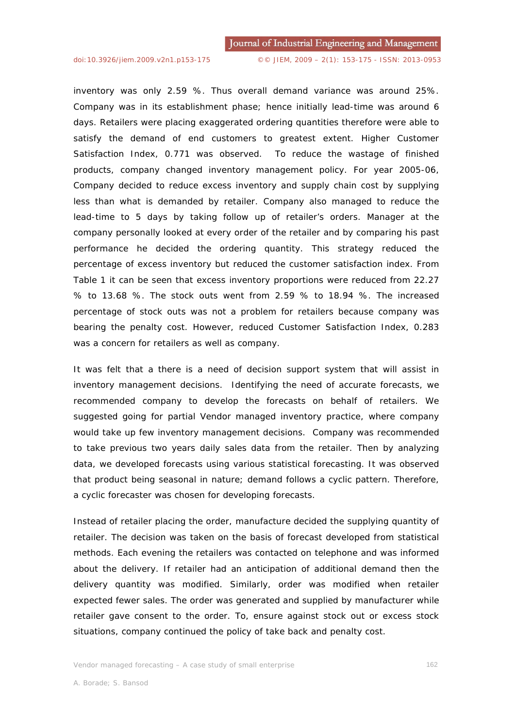inventory was only 2.59 %. Thus overall demand variance was around 25%. Company was in its establishment phase; hence initially lead-time was around 6 days. Retailers were placing exaggerated ordering quantities therefore were able to satisfy the demand of end customers to greatest extent. Higher Customer Satisfaction Index, 0.771 was observed. To reduce the wastage of finished products, company changed inventory management policy. For year 2005-06, Company decided to reduce excess inventory and supply chain cost by supplying less than what is demanded by retailer. Company also managed to reduce the lead-time to 5 days by taking follow up of retailer's orders. Manager at the company personally looked at every order of the retailer and by comparing his past performance he decided the ordering quantity. This strategy reduced the percentage of excess inventory but reduced the customer satisfaction index. From Table 1 it can be seen that excess inventory proportions were reduced from 22.27 % to 13.68 %. The stock outs went from 2.59 % to 18.94 %. The increased percentage of stock outs was not a problem for retailers because company was bearing the penalty cost. However, reduced Customer Satisfaction Index, 0.283 was a concern for retailers as well as company.

It was felt that a there is a need of decision support system that will assist in inventory management decisions. Identifying the need of accurate forecasts, we recommended company to develop the forecasts on behalf of retailers. We suggested going for partial Vendor managed inventory practice, where company would take up few inventory management decisions. Company was recommended to take previous two years daily sales data from the retailer. Then by analyzing data, we developed forecasts using various statistical forecasting. It was observed that product being seasonal in nature; demand follows a cyclic pattern. Therefore, a cyclic forecaster was chosen for developing forecasts.

Instead of retailer placing the order, manufacture decided the supplying quantity of retailer. The decision was taken on the basis of forecast developed from statistical methods. Each evening the retailers was contacted on telephone and was informed about the delivery. If retailer had an anticipation of additional demand then the delivery quantity was modified. Similarly, order was modified when retailer expected fewer sales. The order was generated and supplied by manufacturer while retailer gave consent to the order. To, ensure against stock out or excess stock situations, company continued the policy of take back and penalty cost.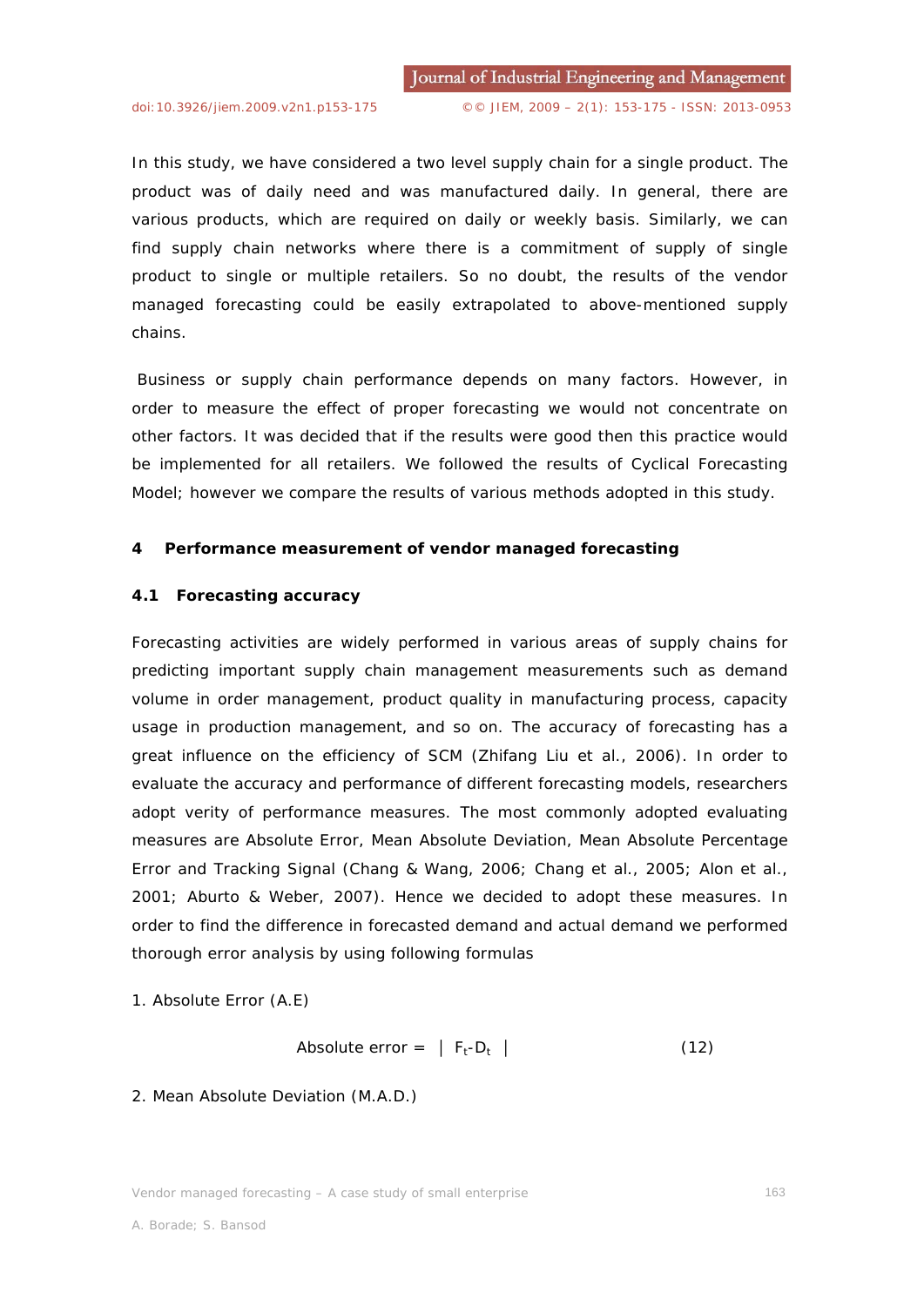In this study, we have considered a two level supply chain for a single product. The product was of daily need and was manufactured daily. In general, there are various products, which are required on daily or weekly basis. Similarly, we can find supply chain networks where there is a commitment of supply of single product to single or multiple retailers. So no doubt, the results of the vendor managed forecasting could be easily extrapolated to above-mentioned supply chains.

Business or supply chain performance depends on many factors. However, in order to measure the effect of proper forecasting we would not concentrate on other factors. It was decided that if the results were good then this practice would be implemented for all retailers. We followed the results of Cyclical Forecasting Model; however we compare the results of various methods adopted in this study.

## 4 Performance measurement of vendor managed forecasting

### 4.1 Forecasting accuracy

Forecasting activities are widely performed in various areas of supply chains for predicting important supply chain management measurements such as demand volume in order management, product quality in manufacturing process, capacity usage in production management, and so on. The accuracy of forecasting has a great influence on the efficiency of SCM (Zhifang Liu et al., 2006). In order to evaluate the accuracy and performance of different forecasting models, researchers adopt verity of performance measures. The most commonly adopted evaluating measures are Absolute Error, Mean Absolute Deviation, Mean Absolute Percentage Error and Tracking Signal (Chang & Wang, 2006; Chang et al., 2005; Alon et al., 2001; Aburto & Weber, 2007). Hence we decided to adopt these measures. In order to find the difference in forecasted demand and actual demand we performed thorough error analysis by using following formulas

1. Absolute Error (A.E)

$$\text{Absolute error} = \left| F_t - D_t \right| \qquad (12)$$

2. Mean Absolute Deviation (M.A.D.)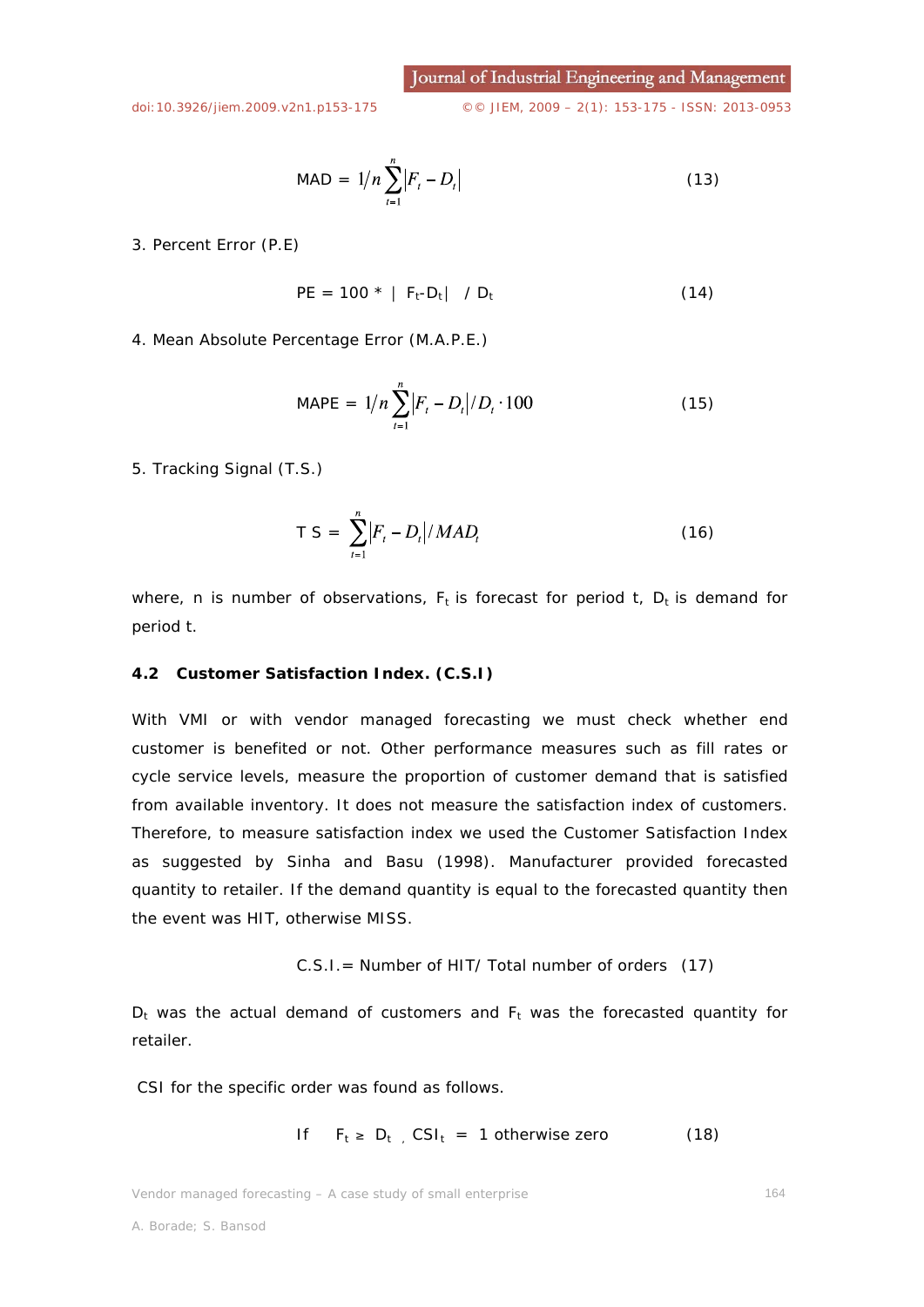$$\text{MAD} = 1/n \sum_{t=1}^{n} |F_t - D_t| \tag{13}$$

3. Percent Error (P.E)

$$\text{PE} = 100 * |F_t - D_t| / D_t \tag{14}$$

4. Mean Absolute Percentage Error (M.A.P.E.)

$$\text{MAPE} = 1/n \sum_{t=1}^{n} |F_t - D_t| / D_t \cdot 100 \tag{15}$$

5. Tracking Signal (T.S.)

$$\text{T S} = \sum_{t=1}^{n} |F_t - D_t| / MAD_t \tag{16}$$

where, n is number of observations, $F_t$ is forecast for period t, $D_t$ is demand for period t.

### 4.2 Customer Satisfaction Index. (C.S.I)

With VMI or with vendor managed forecasting we must check whether end customer is benefited or not. Other performance measures such as fill rates or cycle service levels, measure the proportion of customer demand that is satisfied from available inventory. It does not measure the satisfaction index of customers. Therefore, to measure satisfaction index we used the Customer Satisfaction Index as suggested by Sinha and Basu (1998). Manufacturer provided forecasted quantity to retailer. If the demand quantity is equal to the forecasted quantity then the event was HIT, otherwise MISS.

$$\text{C.S.I.} = \text{Number of HIT/ Total number of orders} \tag{17}$$

$D_t$ was the actual demand of customers and $F_t$ was the forecasted quantity for retailer.

CSI for the specific order was found as follows.

$$\text{If } F_t \geq D_t, \ CSI_t = 1 \text{ otherwise zero} \tag{18}$$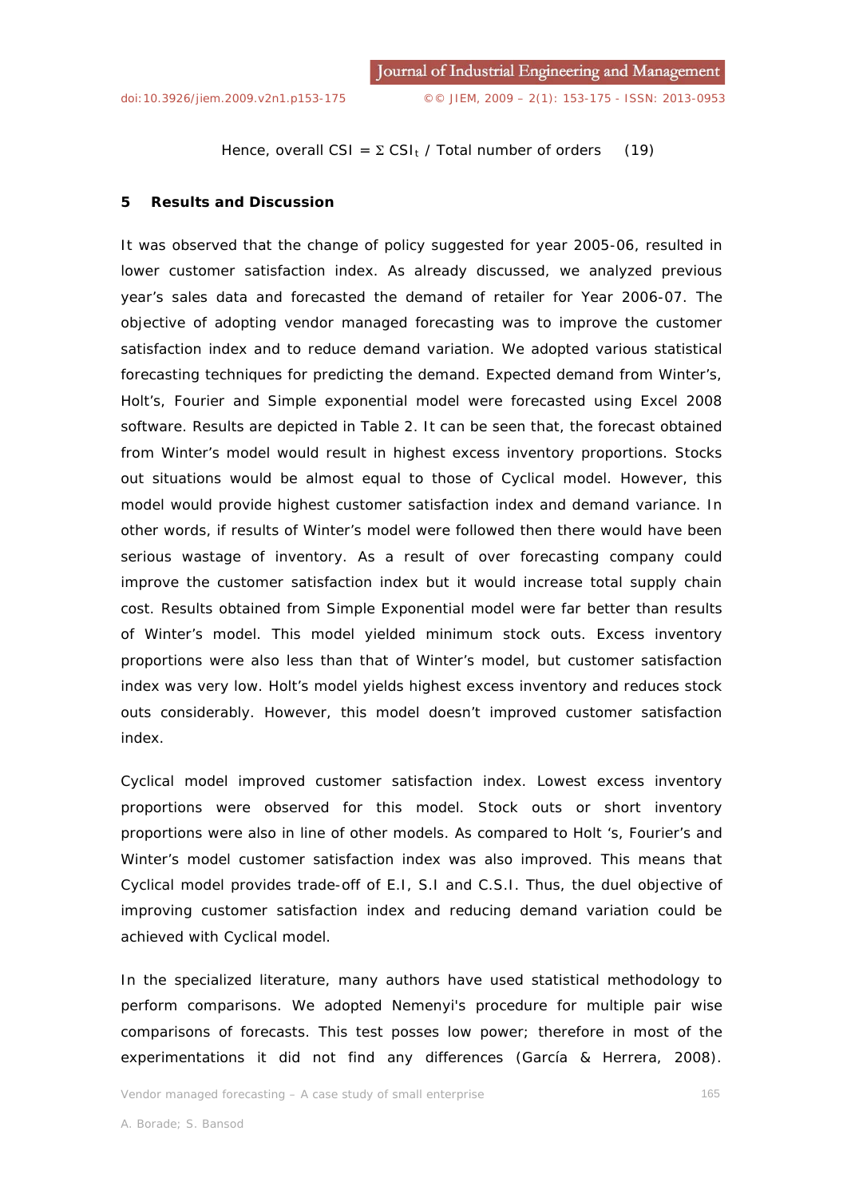Hence, overall CSI = $\Sigma$ $CSI_t$ / Total number of orders (19)

## 5 Results and Discussion

It was observed that the change of policy suggested for year 2005-06, resulted in lower customer satisfaction index. As already discussed, we analyzed previous year's sales data and forecasted the demand of retailer for Year 2006-07. The objective of adopting vendor managed forecasting was to improve the customer satisfaction index and to reduce demand variation. We adopted various statistical forecasting techniques for predicting the demand. Expected demand from Winter's, Holt's, Fourier and Simple exponential model were forecasted using Excel 2008 software. Results are depicted in Table 2. It can be seen that, the forecast obtained from Winter's model would result in highest excess inventory proportions. Stocks out situations would be almost equal to those of Cyclical model. However, this model would provide highest customer satisfaction index and demand variance. In other words, if results of Winter's model were followed then there would have been serious wastage of inventory. As a result of over forecasting company could improve the customer satisfaction index but it would increase total supply chain cost. Results obtained from Simple Exponential model were far better than results of Winter's model. This model yielded minimum stock outs. Excess inventory proportions were also less than that of Winter's model, but customer satisfaction index was very low. Holt's model yields highest excess inventory and reduces stock outs considerably. However, this model doesn't improved customer satisfaction index.

Cyclical model improved customer satisfaction index. Lowest excess inventory proportions were observed for this model. Stock outs or short inventory proportions were also in line of other models. As compared to Holt 's, Fourier's and Winter's model customer satisfaction index was also improved. This means that Cyclical model provides trade-off of E.I, S.I and C.S.I. Thus, the duel objective of improving customer satisfaction index and reducing demand variation could be achieved with Cyclical model.

In the specialized literature, many authors have used statistical methodology to perform comparisons. We adopted Nemenyi's procedure for multiple pair wise comparisons of forecasts. This test posses low power; therefore in most of the experimentations it did not find any differences (García & Herrera, 2008).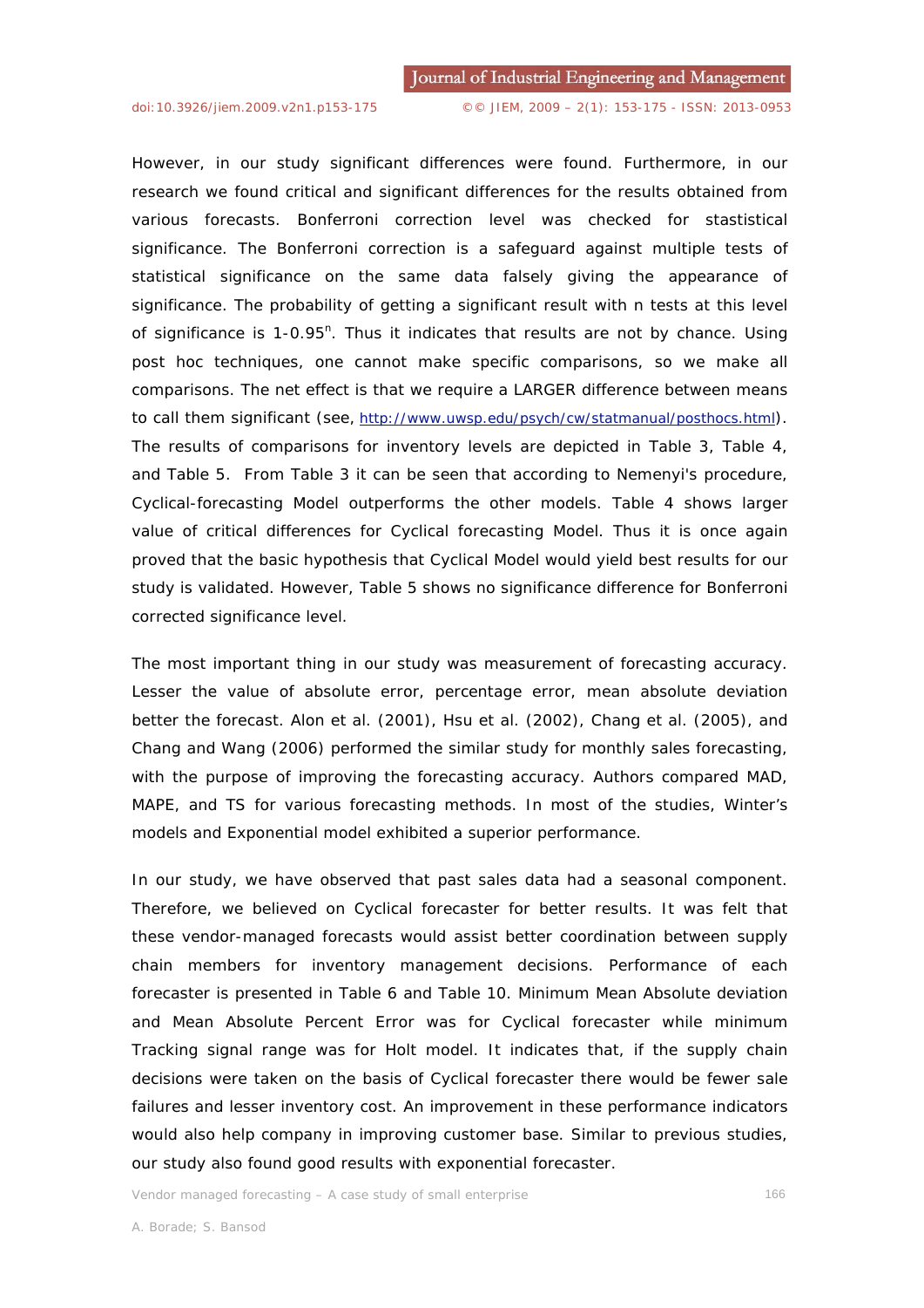However, in our study significant differences were found. Furthermore, in our research we found critical and significant differences for the results obtained from various forecasts. Bonferroni correction level was checked for stastistical significance. The Bonferroni correction is a safeguard against multiple tests of statistical significance on the same data falsely giving the appearance of significance. The probability of getting a significant result with n tests at this level of significance is $1\text{-}0.95^n$. Thus it indicates that results are not by chance. Using post hoc techniques, one cannot make specific comparisons, so we make all comparisons. The net effect is that we require a LARGER difference between means to call them significant (see, http://www.uwsp.edu/psych/cw/statmanual/posthocs.html). The results of comparisons for inventory levels are depicted in Table 3, Table 4, and Table 5. From Table 3 it can be seen that according to Nemenyi's procedure, Cyclical-forecasting Model outperforms the other models. Table 4 shows larger value of critical differences for Cyclical forecasting Model. Thus it is once again proved that the basic hypothesis that Cyclical Model would yield best results for our study is validated. However, Table 5 shows no significance difference for Bonferroni corrected significance level.

The most important thing in our study was measurement of forecasting accuracy. Lesser the value of absolute error, percentage error, mean absolute deviation better the forecast. Alon et al. (2001), Hsu et al. (2002), Chang et al. (2005), and Chang and Wang (2006) performed the similar study for monthly sales forecasting, with the purpose of improving the forecasting accuracy. Authors compared MAD, MAPE, and TS for various forecasting methods. In most of the studies, Winter's models and Exponential model exhibited a superior performance.

In our study, we have observed that past sales data had a seasonal component. Therefore, we believed on Cyclical forecaster for better results. It was felt that these vendor-managed forecasts would assist better coordination between supply chain members for inventory management decisions. Performance of each forecaster is presented in Table 6 and Table 10. Minimum Mean Absolute deviation and Mean Absolute Percent Error was for Cyclical forecaster while minimum Tracking signal range was for Holt model. It indicates that, if the supply chain decisions were taken on the basis of Cyclical forecaster there would be fewer sale failures and lesser inventory cost. An improvement in these performance indicators would also help company in improving customer base. Similar to previous studies, our study also found good results with exponential forecaster.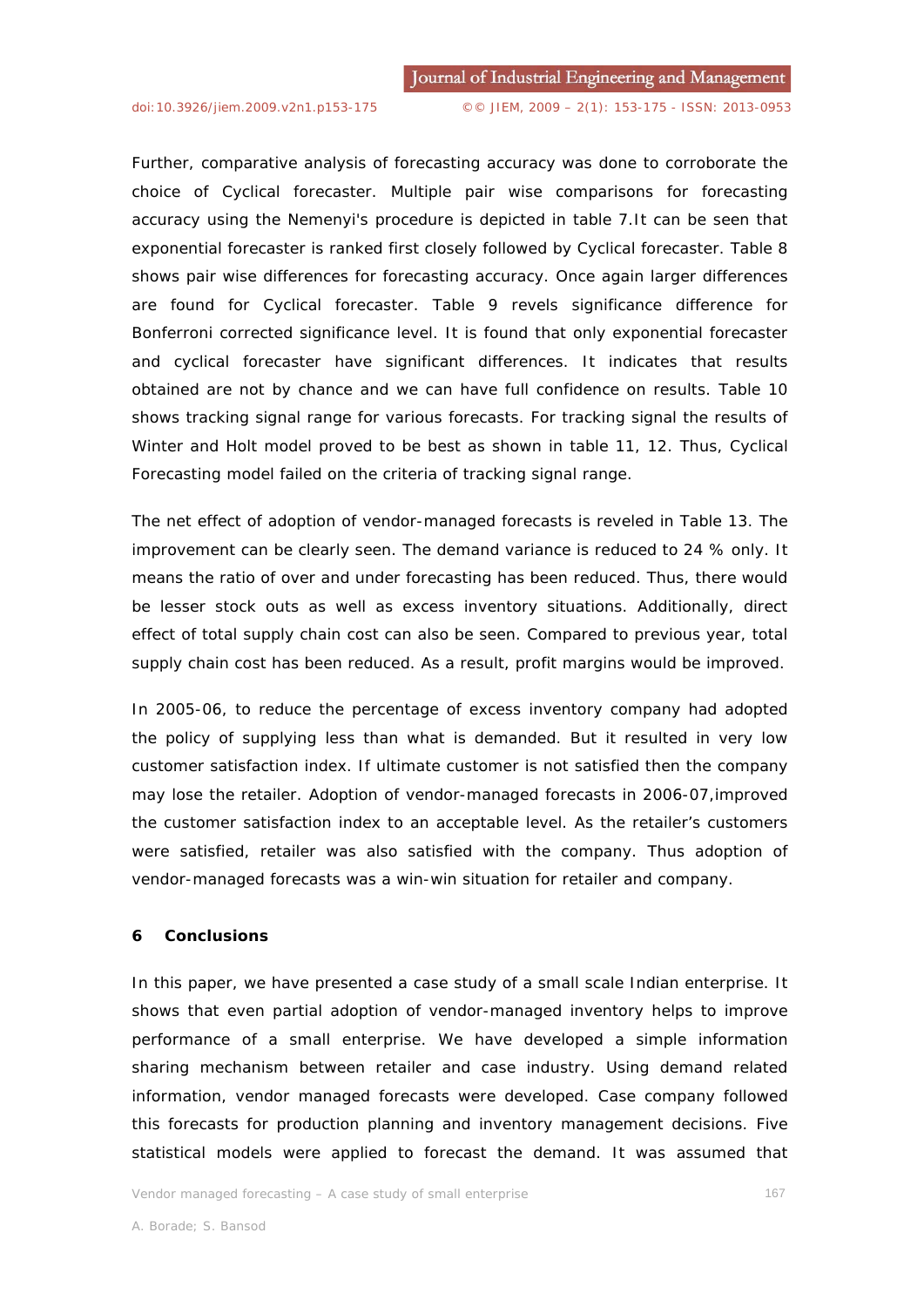Further, comparative analysis of forecasting accuracy was done to corroborate the choice of Cyclical forecaster. Multiple pair wise comparisons for forecasting accuracy using the Nemenyi's procedure is depicted in table 7.It can be seen that exponential forecaster is ranked first closely followed by Cyclical forecaster. Table 8 shows pair wise differences for forecasting accuracy. Once again larger differences are found for Cyclical forecaster. Table 9 revels significance difference for Bonferroni corrected significance level. It is found that only exponential forecaster and cyclical forecaster have significant differences. It indicates that results obtained are not by chance and we can have full confidence on results. Table 10 shows tracking signal range for various forecasts. For tracking signal the results of Winter and Holt model proved to be best as shown in table 11, 12. Thus, Cyclical Forecasting model failed on the criteria of tracking signal range.

The net effect of adoption of vendor-managed forecasts is reveled in Table 13. The improvement can be clearly seen. The demand variance is reduced to 24 % only. It means the ratio of over and under forecasting has been reduced. Thus, there would be lesser stock outs as well as excess inventory situations. Additionally, direct effect of total supply chain cost can also be seen. Compared to previous year, total supply chain cost has been reduced. As a result, profit margins would be improved.

In 2005-06, to reduce the percentage of excess inventory company had adopted the policy of supplying less than what is demanded. But it resulted in very low customer satisfaction index. If ultimate customer is not satisfied then the company may lose the retailer. Adoption of vendor-managed forecasts in 2006-07,improved the customer satisfaction index to an acceptable level. As the retailer's customers were satisfied, retailer was also satisfied with the company. Thus adoption of vendor-managed forecasts was a win-win situation for retailer and company.

## 6 Conclusions

In this paper, we have presented a case study of a small scale Indian enterprise. It shows that even partial adoption of vendor-managed inventory helps to improve performance of a small enterprise. We have developed a simple information sharing mechanism between retailer and case industry. Using demand related information, vendor managed forecasts were developed. Case company followed this forecasts for production planning and inventory management decisions. Five statistical models were applied to forecast the demand. It was assumed that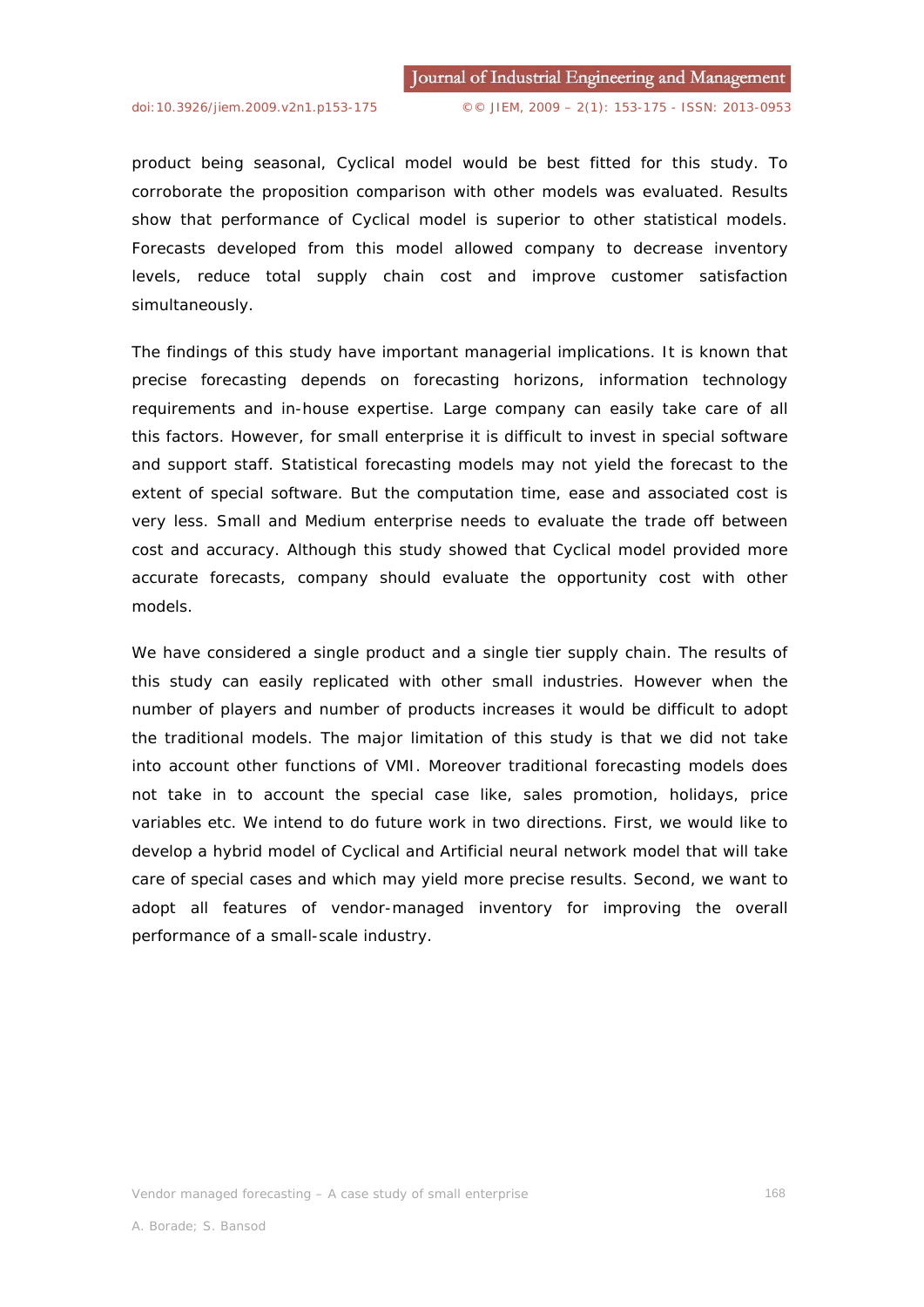product being seasonal, Cyclical model would be best fitted for this study. To corroborate the proposition comparison with other models was evaluated. Results show that performance of Cyclical model is superior to other statistical models. Forecasts developed from this model allowed company to decrease inventory levels, reduce total supply chain cost and improve customer satisfaction simultaneously.

The findings of this study have important managerial implications. It is known that precise forecasting depends on forecasting horizons, information technology requirements and in-house expertise. Large company can easily take care of all this factors. However, for small enterprise it is difficult to invest in special software and support staff. Statistical forecasting models may not yield the forecast to the extent of special software. But the computation time, ease and associated cost is very less. Small and Medium enterprise needs to evaluate the trade off between cost and accuracy. Although this study showed that Cyclical model provided more accurate forecasts, company should evaluate the opportunity cost with other models.

We have considered a single product and a single tier supply chain. The results of this study can easily replicated with other small industries. However when the number of players and number of products increases it would be difficult to adopt the traditional models. The major limitation of this study is that we did not take into account other functions of VMI. Moreover traditional forecasting models does not take in to account the special case like, sales promotion, holidays, price variables etc. We intend to do future work in two directions. First, we would like to develop a hybrid model of Cyclical and Artificial neural network model that will take care of special cases and which may yield more precise results. Second, we want to adopt all features of vendor-managed inventory for improving the overall performance of a small-scale industry.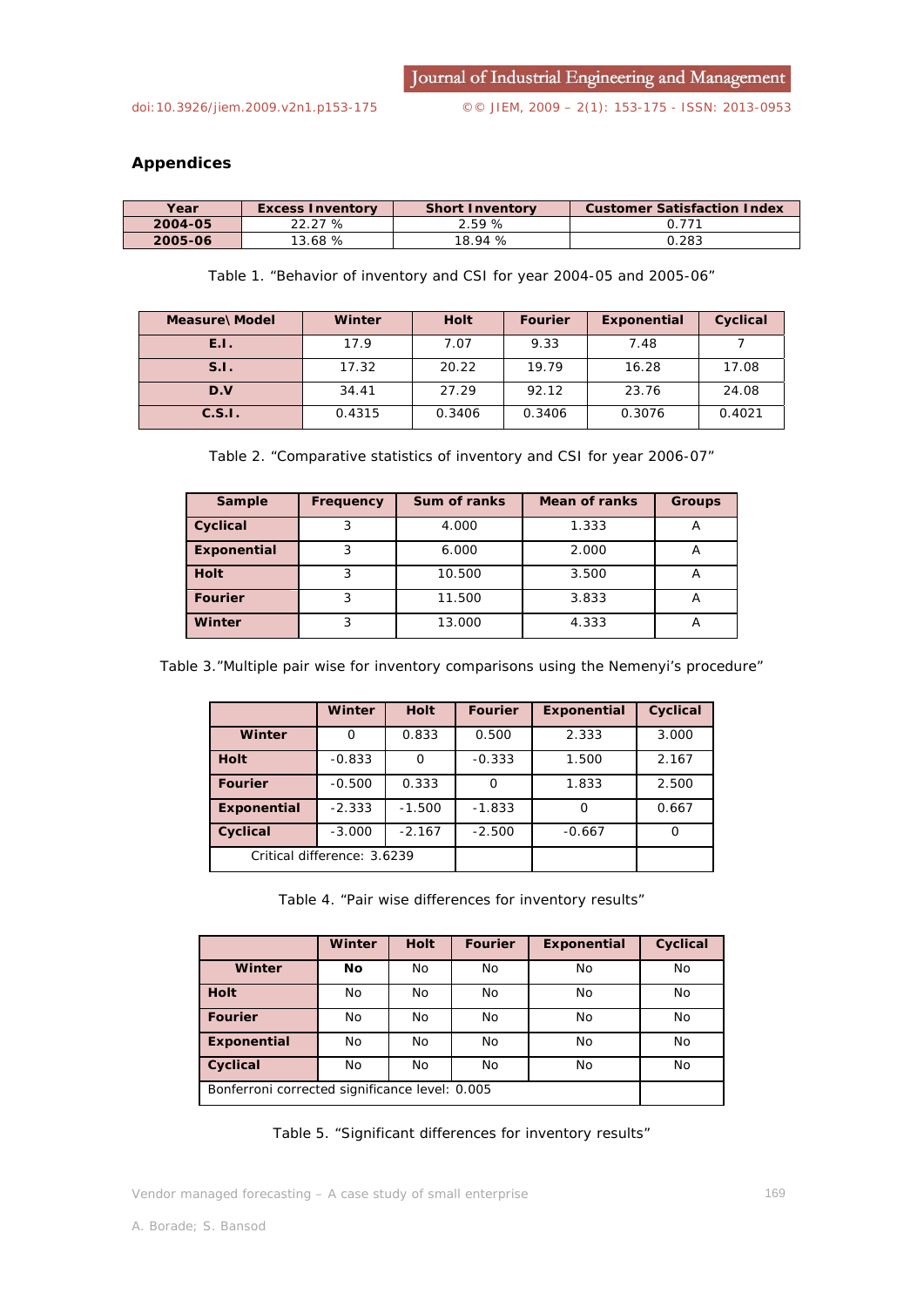## Appendices

| Year | Excess Inventory | Short Inventory | Customer Satisfaction Index |
|---|---|---|---|
| **2004-05** | 22.27 % | 2.59 % | 0.771 |
| **2005-06** | 13.68 % | 18.94 % | 0.283 |

Table 1. "Behavior of inventory and CSI for year 2004-05 and 2005-06"

| Measure\ Model | Winter | Holt | Fourier | Exponential | Cyclical |
|---|---|---|---|---|---|
| **E.I.** | 17.9 | 7.07 | 9.33 | 7.48 | 7 |
| **S.I.** | 17.32 | 20.22 | 19.79 | 16.28 | 17.08 |
| **D.V** | 34.41 | 27.29 | 92.12 | 23.76 | 24.08 |
| **C.S.I.** | 0.4315 | 0.3406 | 0.3406 | 0.3076 | 0.4021 |

Table 2. "Comparative statistics of inventory and CSI for year 2006-07"

| Sample | Frequency | Sum of ranks | Mean of ranks | Groups |
|---|---|---|---|---|
| **Cyclical** | 3 | 4.000 | 1.333 | A |
| **Exponential** | 3 | 6.000 | 2.000 | A |
| **Holt** | 3 | 10.500 | 3.500 | A |
| **Fourier** | 3 | 11.500 | 3.833 | A |
| **Winter** | 3 | 13.000 | 4.333 | A |

Table 3."Multiple pair wise for inventory comparisons using the Nemenyi's procedure"

| | Winter | Holt | Fourier | Exponential | Cyclical |
|---|---|---|---|---|---|
| **Winter** | 0 | 0.833 | 0.500 | 2.333 | 3.000 |
| **Holt** | -0.833 | 0 | -0.333 | 1.500 | 2.167 |
| **Fourier** | -0.500 | 0.333 | 0 | 1.833 | 2.500 |
| **Exponential** | -2.333 | -1.500 | -1.833 | 0 | 0.667 |
| **Cyclical** | -3.000 | -2.167 | -2.500 | -0.667 | 0 |
| Critical difference: 3.6239 | | | | | |

Table 4. "Pair wise differences for inventory results"

| | Winter | Holt | Fourier | Exponential | Cyclical |
|---|---|---|---|---|---|
| **Winter** | **No** | No | No | No | No |
| **Holt** | No | No | No | No | No |
| **Fourier** | No | No | No | No | No |
| **Exponential** | No | No | No | No | No |
| **Cyclical** | No | No | No | No | No |
| Bonferroni corrected significance level: 0.005 | | | | | |

Table 5. "Significant differences for inventory results"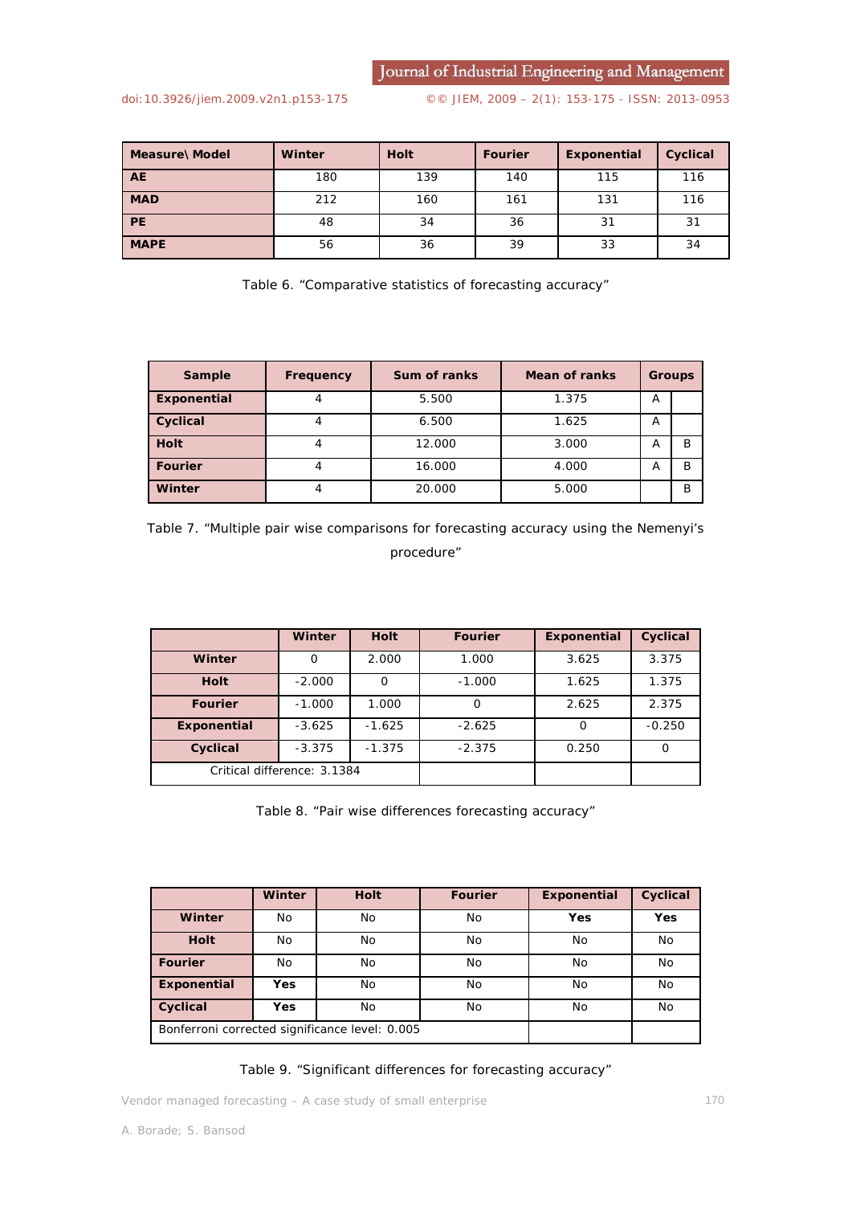| Measure\ Model | Winter | Holt | Fourier | Exponential | Cyclical |
|---|---|---|---|---|---|
| **AE** | 180 | 139 | 140 | 115 | 116 |
| **MAD** | 212 | 160 | 161 | 131 | 116 |
| **PE** | 48 | 34 | 36 | 31 | 31 |
| **MAPE** | 56 | 36 | 39 | 33 | 34 |

Table 6. "Comparative statistics of forecasting accuracy"

| Sample | Frequency | Sum of ranks | Mean of ranks | Groups | |
|---|---|---|---|---|---|
| **Exponential** | 4 | 5.500 | 1.375 | A | |
| **Cyclical** | 4 | 6.500 | 1.625 | A | |
| **Holt** | 4 | 12.000 | 3.000 | A | B |
| **Fourier** | 4 | 16.000 | 4.000 | A | B |
| **Winter** | 4 | 20.000 | 5.000 | | B |

Table 7. "Multiple pair wise comparisons for forecasting accuracy using the Nemenyi's procedure"

| | Winter | Holt | Fourier | Exponential | Cyclical |
|---|---|---|---|---|---|
| **Winter** | 0 | 2.000 | 1.000 | 3.625 | 3.375 |
| **Holt** | -2.000 | 0 | -1.000 | 1.625 | 1.375 |
| **Fourier** | -1.000 | 1.000 | 0 | 2.625 | 2.375 |
| **Exponential** | -3.625 | -1.625 | -2.625 | 0 | -0.250 |
| **Cyclical** | -3.375 | -1.375 | -2.375 | 0.250 | 0 |
| Critical difference: 3.1384 | | | | | |

Table 8. "Pair wise differences forecasting accuracy"

| | Winter | Holt | Fourier | Exponential | Cyclical |
|---|---|---|---|---|---|
| **Winter** | No | No | No | **Yes** | **Yes** |
| **Holt** | No | No | No | No | No |
| **Fourier** | No | No | No | No | No |
| **Exponential** | **Yes** | No | No | No | No |
| **Cyclical** | **Yes** | No | No | No | No |
| Bonferroni corrected significance level: 0.005 | | | | | |

Table 9. "Significant differences for forecasting accuracy"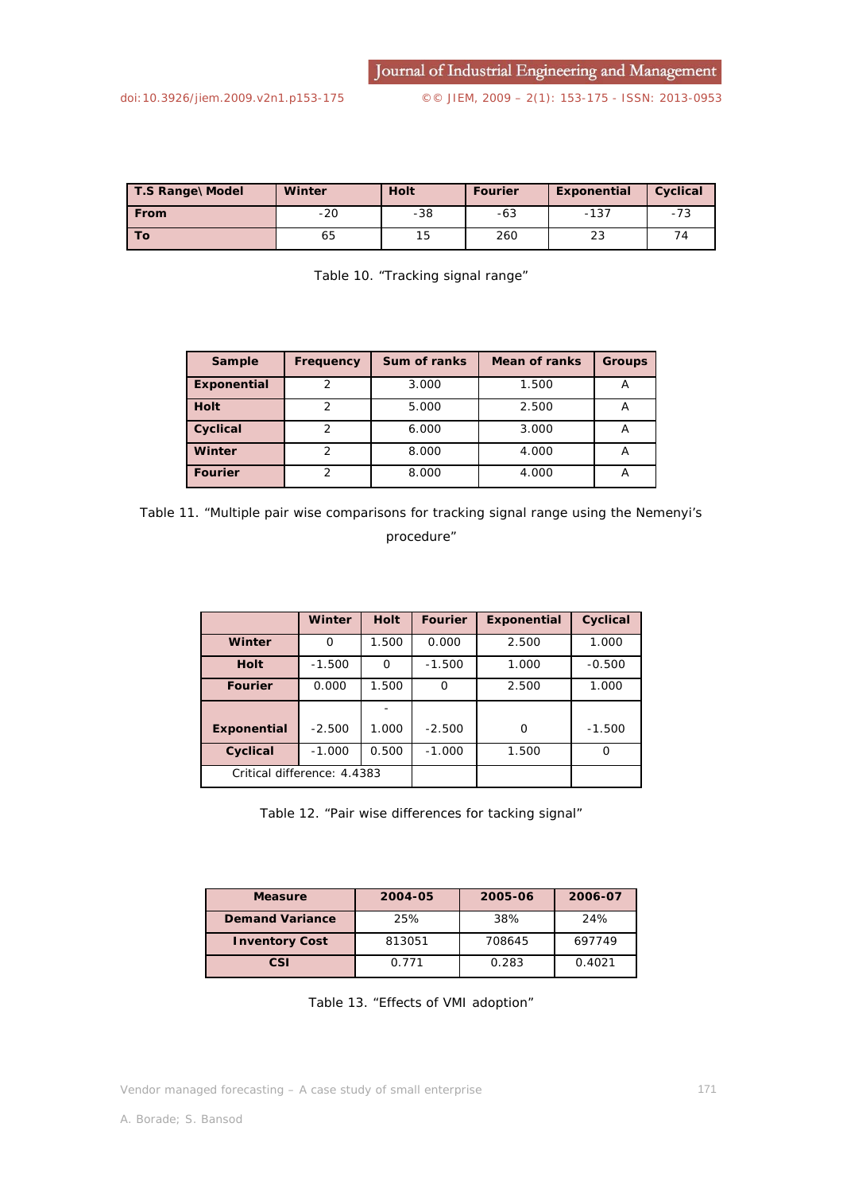| T.S Range\ Model | Winter | Holt | Fourier | Exponential | Cyclical |
|---|---|---|---|---|---|
| From | -20 | -38 | -63 | -137 | -73 |
| To | 65 | 15 | 260 | 23 | 74 |

Table 10. "Tracking signal range"

| Sample | Frequency | Sum of ranks | Mean of ranks | Groups |
|---|---|---|---|---|
| Exponential | 2 | 3.000 | 1.500 | A |
| Holt | 2 | 5.000 | 2.500 | A |
| Cyclical | 2 | 6.000 | 3.000 | A |
| Winter | 2 | 8.000 | 4.000 | A |
| Fourier | 2 | 8.000 | 4.000 | A |

Table 11. "Multiple pair wise comparisons for tracking signal range using the Nemenyi's procedure"

| | Winter | Holt | Fourier | Exponential | Cyclical |
|---|---|---|---|---|---|
| Winter | 0 | 1.500 | 0.000 | 2.500 | 1.000 |
| Holt | -1.500 | 0 | -1.500 | 1.000 | -0.500 |
| Fourier | 0.000 | 1.500 | 0 | 2.500 | 1.000 |
| Exponential | -2.500 | -1.000 | -2.500 | 0 | -1.500 |
| Cyclical | -1.000 | 0.500 | -1.000 | 1.500 | 0 |
| Critical difference: 4.4383 | | | | | |

Table 12. "Pair wise differences for tacking signal"

| Measure | 2004-05 | 2005-06 | 2006-07 |
|---|---|---|---|
| Demand Variance | 25% | 38% | 24% |
| Inventory Cost | 813051 | 708645 | 697749 |
| CSI | 0.771 | 0.283 | 0.4021 |

Table 13. "Effects of VMI adoption"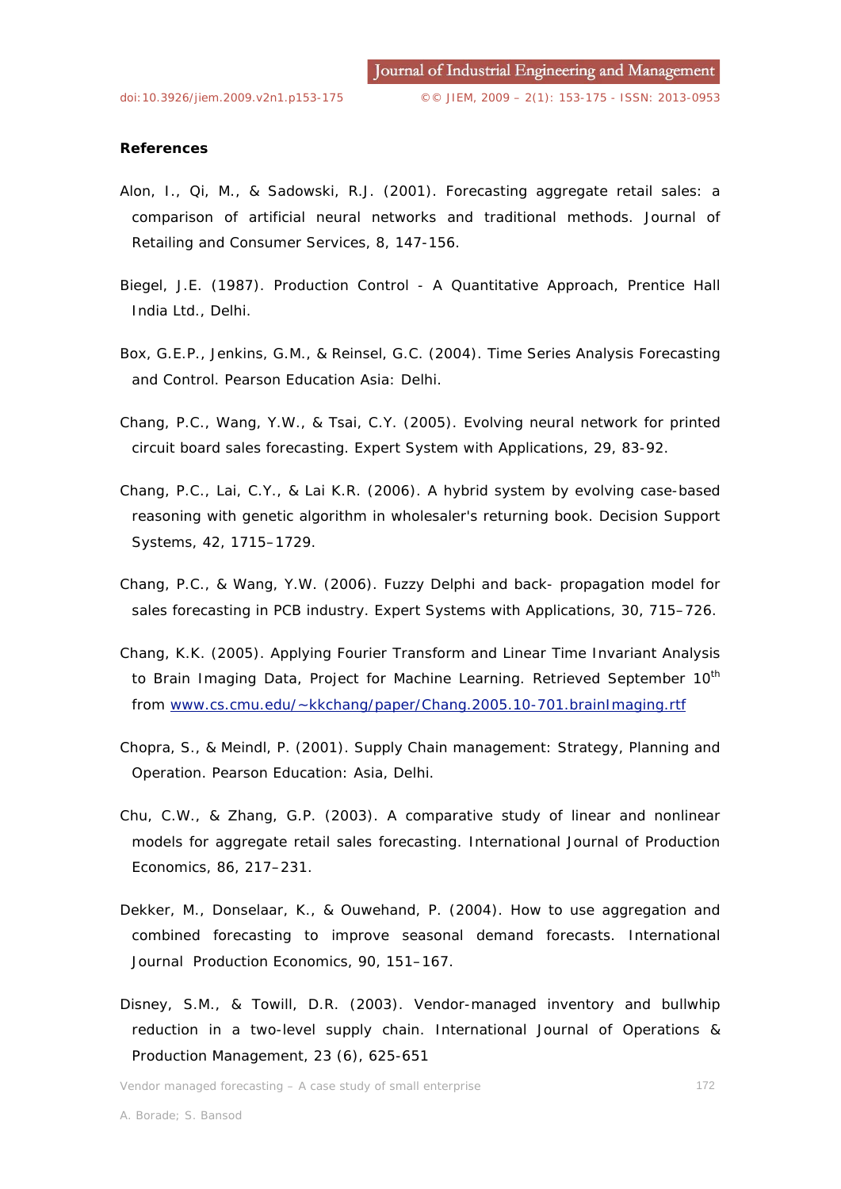**References**

Alon, I., Qi, M., & Sadowski, R.J. (2001). Forecasting aggregate retail sales: a comparison of artificial neural networks and traditional methods. Journal of Retailing and Consumer Services, 8, 147-156.

Biegel, J.E. (1987). Production Control - A Quantitative Approach, Prentice Hall India Ltd., Delhi.

Box, G.E.P., Jenkins, G.M., & Reinsel, G.C. (2004). Time Series Analysis Forecasting and Control. Pearson Education Asia: Delhi.

Chang, P.C., Wang, Y.W., & Tsai, C.Y. (2005). Evolving neural network for printed circuit board sales forecasting. Expert System with Applications, 29, 83-92.

Chang, P.C., Lai, C.Y., & Lai K.R. (2006). A hybrid system by evolving case-based reasoning with genetic algorithm in wholesaler's returning book. Decision Support Systems, 42, 1715–1729.

Chang, P.C., & Wang, Y.W. (2006). Fuzzy Delphi and back- propagation model for sales forecasting in PCB industry. Expert Systems with Applications, 30, 715–726.

Chang, K.K. (2005). Applying Fourier Transform and Linear Time Invariant Analysis to Brain Imaging Data, Project for Machine Learning. Retrieved September 10th from www.cs.cmu.edu/~kkchang/paper/Chang.2005.10-701.brainImaging.rtf

Chopra, S., & Meindl, P. (2001). Supply Chain management: Strategy, Planning and Operation. Pearson Education: Asia, Delhi.

Chu, C.W., & Zhang, G.P. (2003). A comparative study of linear and nonlinear models for aggregate retail sales forecasting. International Journal of Production Economics, 86, 217–231.

Dekker, M., Donselaar, K., & Ouwehand, P. (2004). How to use aggregation and combined forecasting to improve seasonal demand forecasts. International Journal Production Economics, 90, 151–167.

Disney, S.M., & Towill, D.R. (2003). Vendor-managed inventory and bullwhip reduction in a two-level supply chain. International Journal of Operations & Production Management, 23 (6), 625-651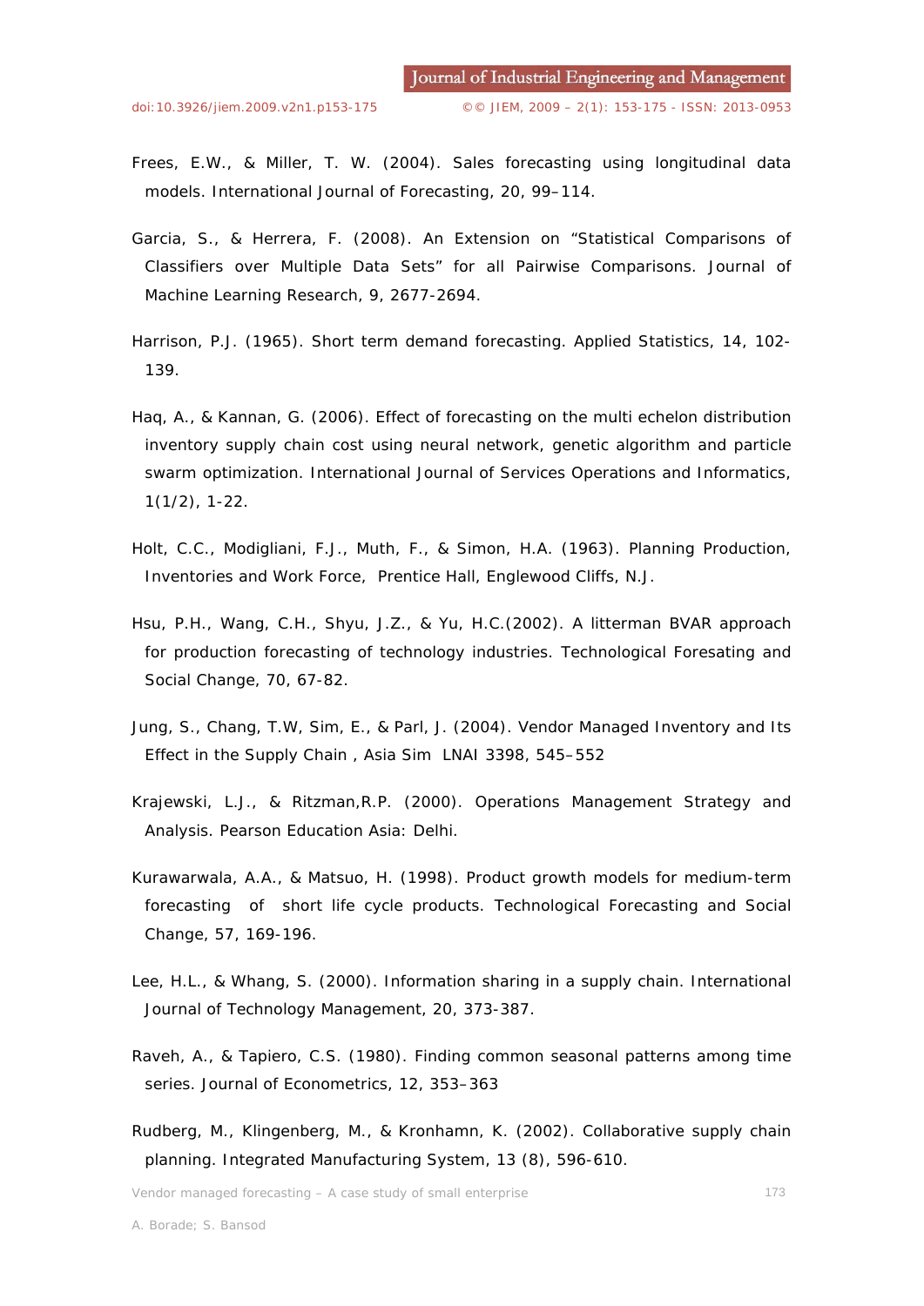Frees, E.W., & Miller, T. W. (2004). Sales forecasting using longitudinal data models. International Journal of Forecasting, 20, 99–114.

Garcia, S., & Herrera, F. (2008). An Extension on "Statistical Comparisons of Classifiers over Multiple Data Sets" for all Pairwise Comparisons. Journal of Machine Learning Research, 9, 2677-2694.

Harrison, P.J. (1965). Short term demand forecasting. Applied Statistics, 14, 102-139.

Haq, A., & Kannan, G. (2006). Effect of forecasting on the multi echelon distribution inventory supply chain cost using neural network, genetic algorithm and particle swarm optimization. International Journal of Services Operations and Informatics, 1(1/2), 1-22.

Holt, C.C., Modigliani, F.J., Muth, F., & Simon, H.A. (1963). Planning Production, Inventories and Work Force, Prentice Hall, Englewood Cliffs, N.J.

Hsu, P.H., Wang, C.H., Shyu, J.Z., & Yu, H.C.(2002). A litterman BVAR approach for production forecasting of technology industries. Technological Foresating and Social Change, 70, 67-82.

Jung, S., Chang, T.W, Sim, E., & Parl, J. (2004). Vendor Managed Inventory and Its Effect in the Supply Chain , Asia Sim LNAI 3398, 545–552

Krajewski, L.J., & Ritzman,R.P. (2000). Operations Management Strategy and Analysis. Pearson Education Asia: Delhi.

Kurawarwala, A.A., & Matsuo, H. (1998). Product growth models for medium-term forecasting of short life cycle products. Technological Forecasting and Social Change, 57, 169-196.

Lee, H.L., & Whang, S. (2000). Information sharing in a supply chain. International Journal of Technology Management, 20, 373-387.

Raveh, A., & Tapiero, C.S. (1980). Finding common seasonal patterns among time series. Journal of Econometrics, 12, 353–363

Rudberg, M., Klingenberg, M., & Kronhamn, K. (2002). Collaborative supply chain planning. Integrated Manufacturing System, 13 (8), 596-610.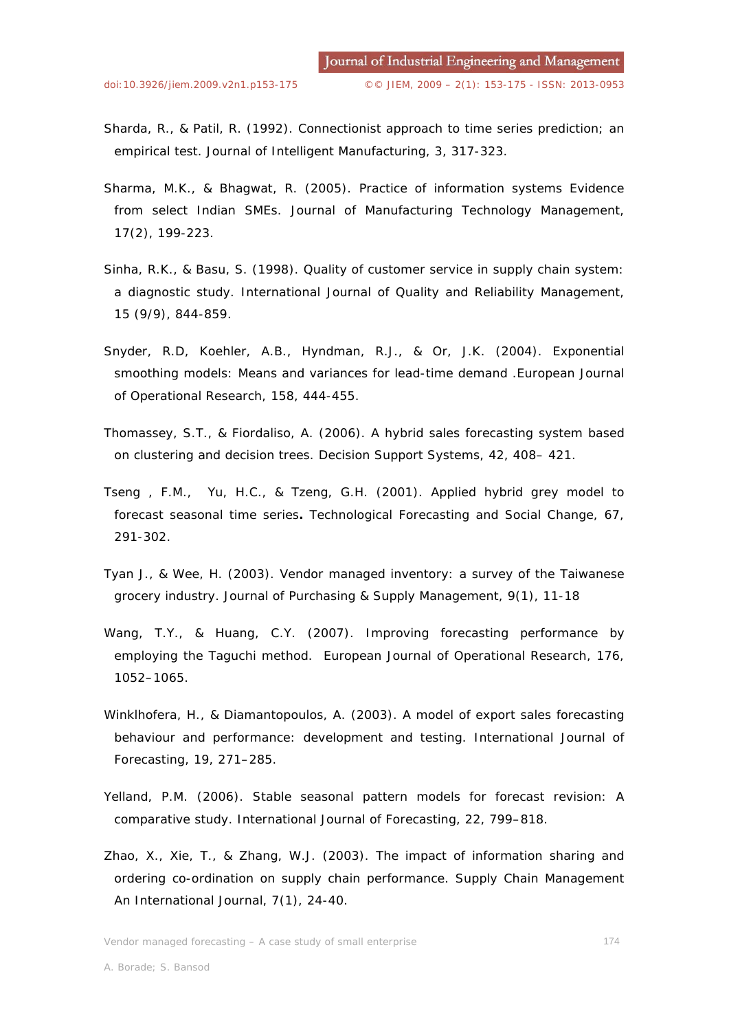Sharda, R., & Patil, R. (1992). Connectionist approach to time series prediction; an empirical test. Journal of Intelligent Manufacturing, 3, 317-323.

Sharma, M.K., & Bhagwat, R. (2005). Practice of information systems Evidence from select Indian SMEs. Journal of Manufacturing Technology Management, 17(2), 199-223.

Sinha, R.K., & Basu, S. (1998). Quality of customer service in supply chain system: a diagnostic study. International Journal of Quality and Reliability Management, 15 (9/9), 844-859.

Snyder, R.D, Koehler, A.B., Hyndman, R.J., & Or, J.K. (2004). Exponential smoothing models: Means and variances for lead-time demand .European Journal of Operational Research, 158, 444-455.

Thomassey, S.T., & Fiordaliso, A. (2006). A hybrid sales forecasting system based on clustering and decision trees. Decision Support Systems, 42, 408– 421.

Tseng , F.M., Yu, H.C., & Tzeng, G.H. (2001). Applied hybrid grey model to forecast seasonal time series**.** Technological Forecasting and Social Change, 67, 291-302.

Tyan J., & Wee, H. (2003). Vendor managed inventory: a survey of the Taiwanese grocery industry. Journal of Purchasing & Supply Management, 9(1), 11-18

Wang, T.Y., & Huang, C.Y. (2007). Improving forecasting performance by employing the Taguchi method. European Journal of Operational Research, 176, 1052–1065.

Winklhofera, H., & Diamantopoulos, A. (2003). A model of export sales forecasting behaviour and performance: development and testing. International Journal of Forecasting, 19, 271–285.

Yelland, P.M. (2006). Stable seasonal pattern models for forecast revision: A comparative study. International Journal of Forecasting, 22, 799–818.

Zhao, X., Xie, T., & Zhang, W.J. (2003). The impact of information sharing and ordering co-ordination on supply chain performance. Supply Chain Management An International Journal, 7(1), 24-40.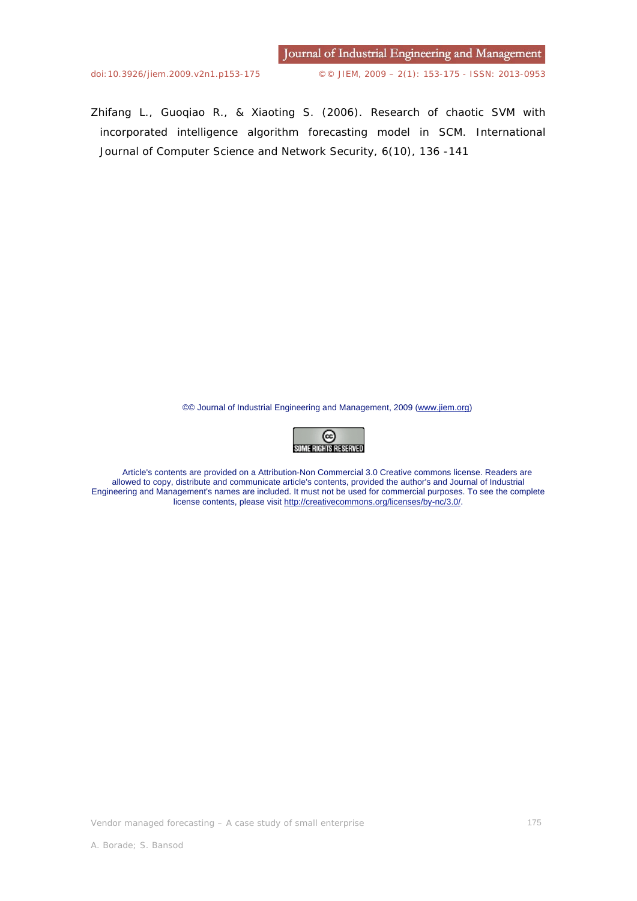Zhifang L., Guoqiao R., & Xiaoting S. (2006). Research of chaotic SVM with incorporated intelligence algorithm forecasting model in SCM. International Journal of Computer Science and Network Security, 6(10), 136 -141

©© Journal of Industrial Engineering and Management, 2009 (www.jiem.org)

Article's contents are provided on a Attribution-Non Commercial 3.0 Creative commons license. Readers are allowed to copy, distribute and communicate article's contents, provided the author's and Journal of Industrial Engineering and Management's names are included. It must not be used for commercial purposes. To see the complete license contents, please visit http://creativecommons.org/licenses/by-nc/3.0/.